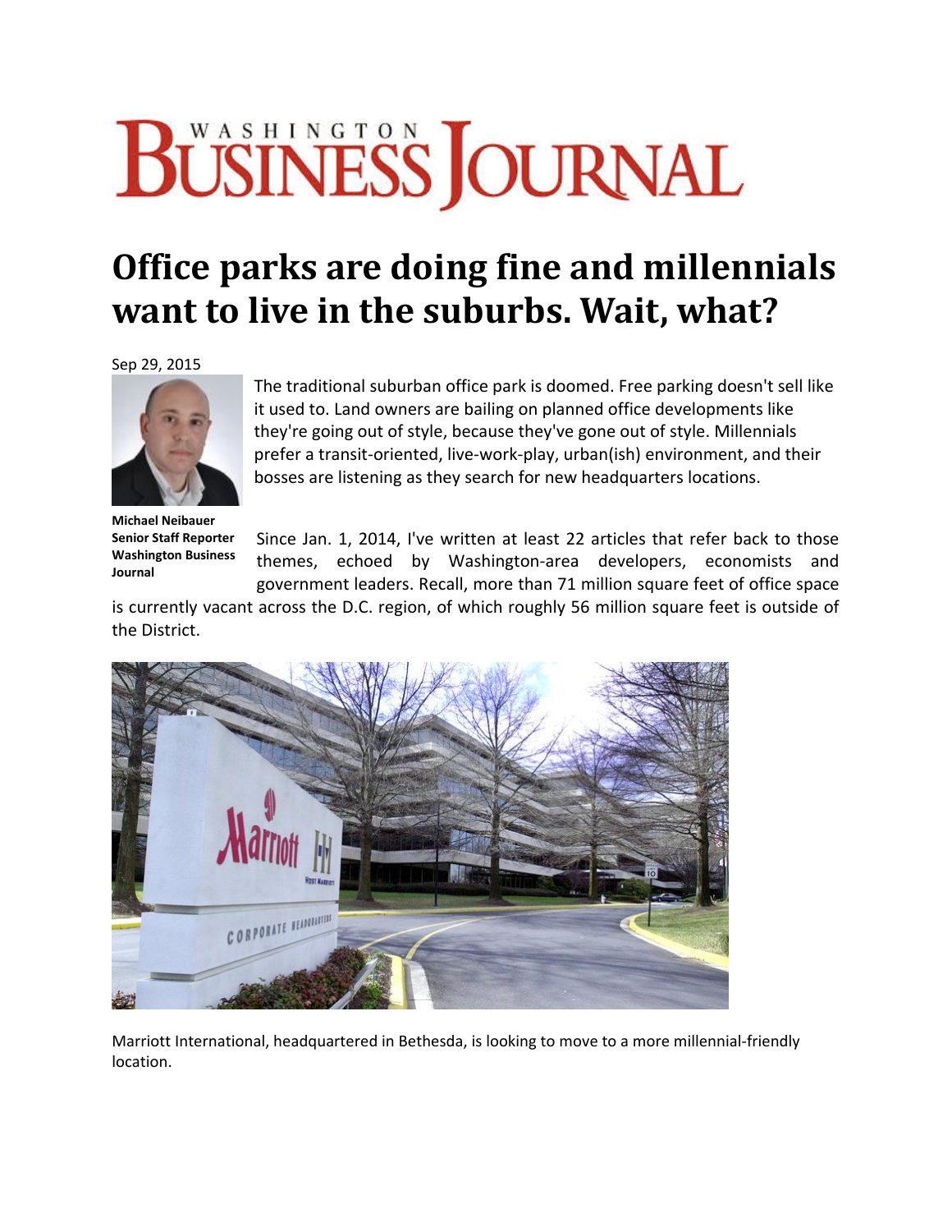# Washington Business Journal

## Office parks are doing fine and millennials want to live in the suburbs. Wait, what?

Sep 29, 2015

**Michael Neibauer**
**Senior Staff Reporter**
**Washington Business Journal**

The traditional suburban office park is doomed. Free parking doesn't sell like it used to. Land owners are bailing on planned office developments like they're going out of style, because they've gone out of style. Millennials prefer a transit-oriented, live-work-play, urban(ish) environment, and their bosses are listening as they search for new headquarters locations.

Since Jan. 1, 2014, I've written at least 22 articles that refer back to those themes, echoed by Washington-area developers, economists and government leaders. Recall, more than 71 million square feet of office space is currently vacant across the D.C. region, of which roughly 56 million square feet is outside of the District.

Marriott International, headquartered in Bethesda, is looking to move to a more millennial-friendly location.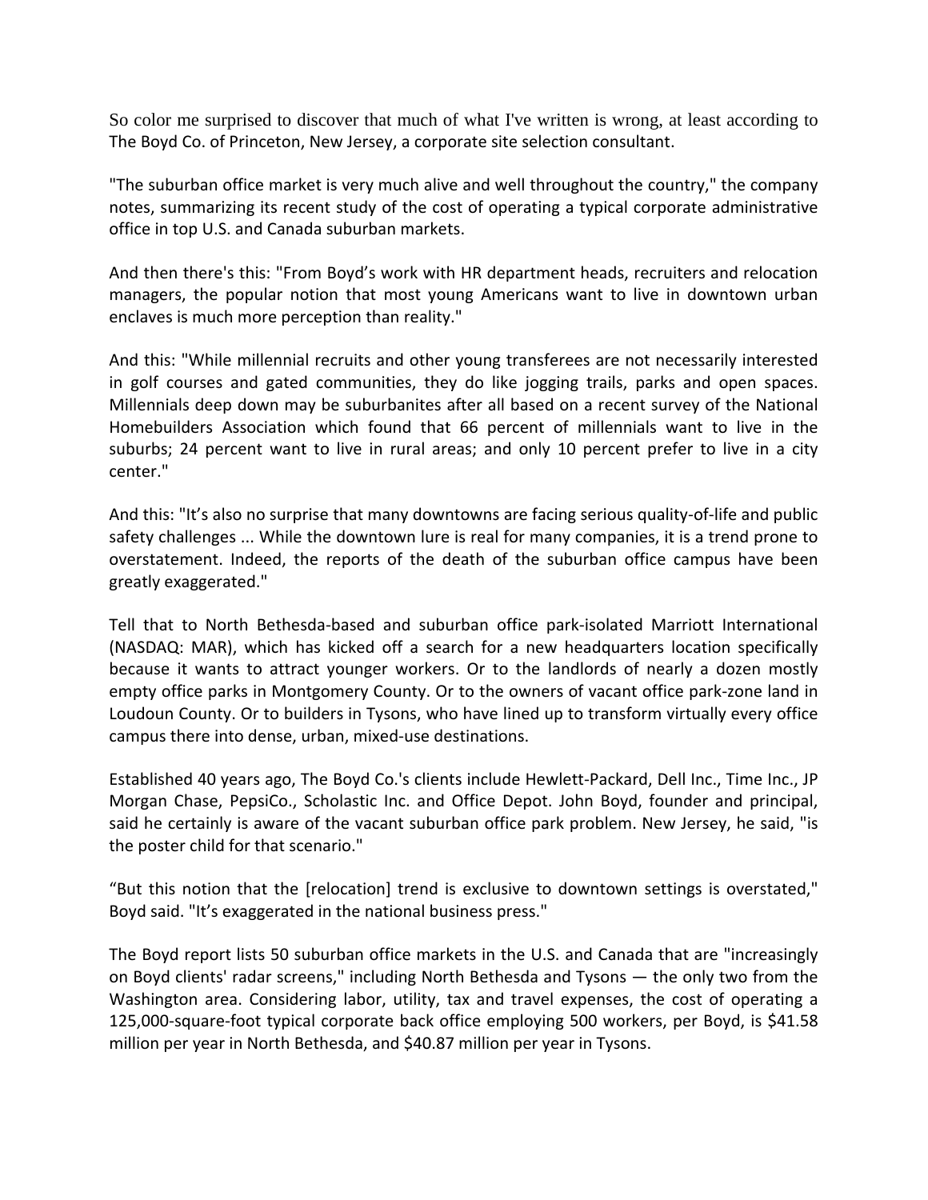So color me surprised to discover that much of what I've written is wrong, at least according to The Boyd Co. of Princeton, New Jersey, a corporate site selection consultant.

"The suburban office market is very much alive and well throughout the country," the company notes, summarizing its recent study of the cost of operating a typical corporate administrative office in top U.S. and Canada suburban markets.

And then there's this: "From Boyd's work with HR department heads, recruiters and relocation managers, the popular notion that most young Americans want to live in downtown urban enclaves is much more perception than reality."

And this: "While millennial recruits and other young transferees are not necessarily interested in golf courses and gated communities, they do like jogging trails, parks and open spaces. Millennials deep down may be suburbanites after all based on a recent survey of the National Homebuilders Association which found that 66 percent of millennials want to live in the suburbs; 24 percent want to live in rural areas; and only 10 percent prefer to live in a city center."

And this: "It's also no surprise that many downtowns are facing serious quality-of-life and public safety challenges ... While the downtown lure is real for many companies, it is a trend prone to overstatement. Indeed, the reports of the death of the suburban office campus have been greatly exaggerated."

Tell that to North Bethesda-based and suburban office park-isolated Marriott International (NASDAQ: MAR), which has kicked off a search for a new headquarters location specifically because it wants to attract younger workers. Or to the landlords of nearly a dozen mostly empty office parks in Montgomery County. Or to the owners of vacant office park-zone land in Loudoun County. Or to builders in Tysons, who have lined up to transform virtually every office campus there into dense, urban, mixed-use destinations.

Established 40 years ago, The Boyd Co.'s clients include Hewlett-Packard, Dell Inc., Time Inc., JP Morgan Chase, PepsiCo., Scholastic Inc. and Office Depot. John Boyd, founder and principal, said he certainly is aware of the vacant suburban office park problem. New Jersey, he said, "is the poster child for that scenario."

"But this notion that the [relocation] trend is exclusive to downtown settings is overstated," Boyd said. "It's exaggerated in the national business press."

The Boyd report lists 50 suburban office markets in the U.S. and Canada that are "increasingly on Boyd clients' radar screens," including North Bethesda and Tysons — the only two from the Washington area. Considering labor, utility, tax and travel expenses, the cost of operating a 125,000-square-foot typical corporate back office employing 500 workers, per Boyd, is $41.58 million per year in North Bethesda, and $40.87 million per year in Tysons.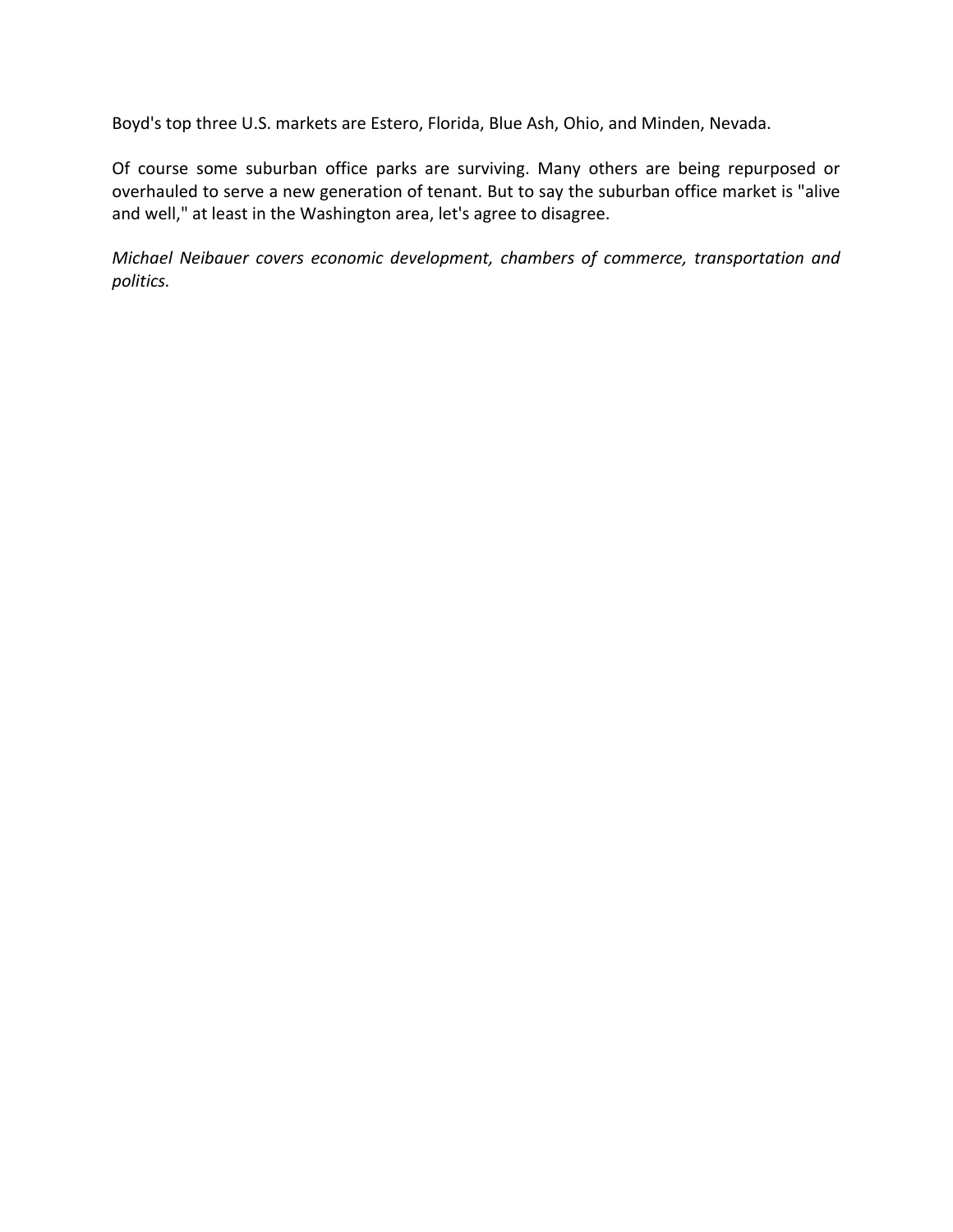Boyd's top three U.S. markets are Estero, Florida, Blue Ash, Ohio, and Minden, Nevada.

Of course some suburban office parks are surviving. Many others are being repurposed or overhauled to serve a new generation of tenant. But to say the suburban office market is "alive and well," at least in the Washington area, let's agree to disagree.

*Michael Neibauer covers economic development, chambers of commerce, transportation and politics.*